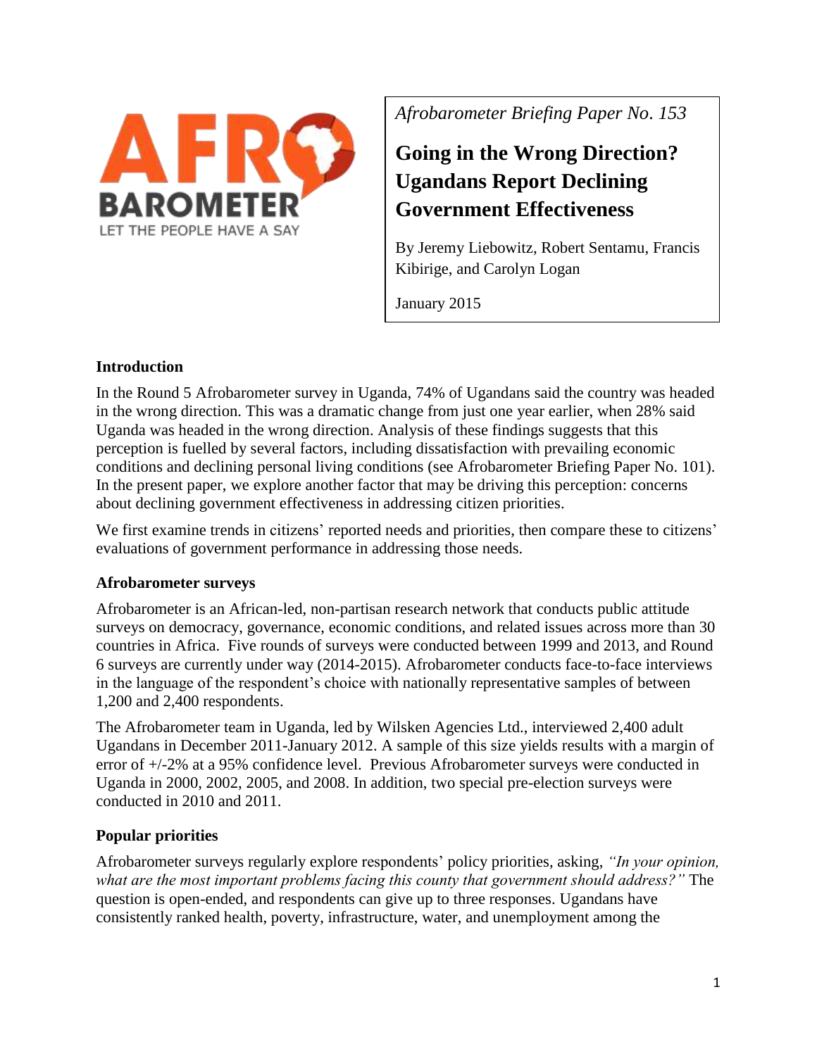*Afrobarometer Briefing Paper No. 153*

# Going in the Wrong Direction? Ugandans Report Declining Government Effectiveness

By Jeremy Liebowitz, Robert Sentamu, Francis Kibirige, and Carolyn Logan

January 2015

## Introduction

In the Round 5 Afrobarometer survey in Uganda, 74% of Ugandans said the country was headed in the wrong direction. This was a dramatic change from just one year earlier, when 28% said Uganda was headed in the wrong direction. Analysis of these findings suggests that this perception is fuelled by several factors, including dissatisfaction with prevailing economic conditions and declining personal living conditions (see Afrobarometer Briefing Paper No. 101). In the present paper, we explore another factor that may be driving this perception: concerns about declining government effectiveness in addressing citizen priorities.

We first examine trends in citizens' reported needs and priorities, then compare these to citizens' evaluations of government performance in addressing those needs.

## Afrobarometer surveys

Afrobarometer is an African-led, non-partisan research network that conducts public attitude surveys on democracy, governance, economic conditions, and related issues across more than 30 countries in Africa. Five rounds of surveys were conducted between 1999 and 2013, and Round 6 surveys are currently under way (2014-2015). Afrobarometer conducts face-to-face interviews in the language of the respondent's choice with nationally representative samples of between 1,200 and 2,400 respondents.

The Afrobarometer team in Uganda, led by Wilsken Agencies Ltd., interviewed 2,400 adult Ugandans in December 2011-January 2012. A sample of this size yields results with a margin of error of +/-2% at a 95% confidence level. Previous Afrobarometer surveys were conducted in Uganda in 2000, 2002, 2005, and 2008. In addition, two special pre-election surveys were conducted in 2010 and 2011.

## Popular priorities

Afrobarometer surveys regularly explore respondents' policy priorities, asking, *"In your opinion, what are the most important problems facing this county that government should address?"* The question is open-ended, and respondents can give up to three responses. Ugandans have consistently ranked health, poverty, infrastructure, water, and unemployment among the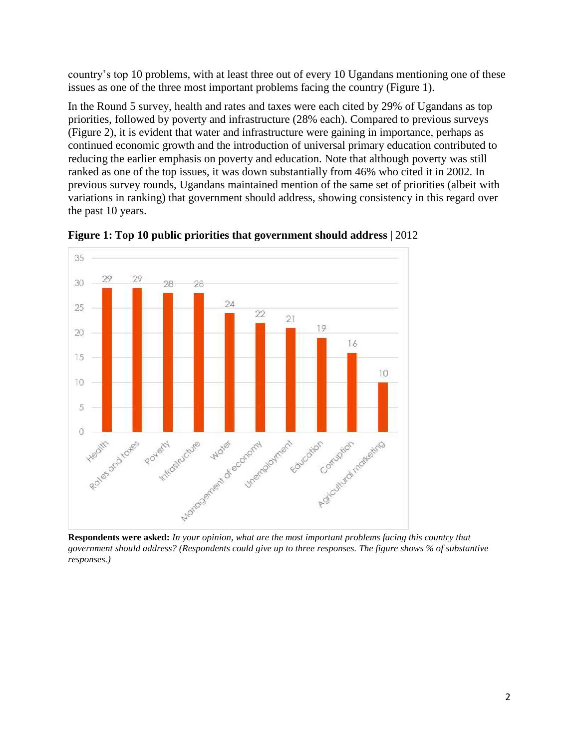country's top 10 problems, with at least three out of every 10 Ugandans mentioning one of these issues as one of the three most important problems facing the country (Figure 1).

In the Round 5 survey, health and rates and taxes were each cited by 29% of Ugandans as top priorities, followed by poverty and infrastructure (28% each). Compared to previous surveys (Figure 2), it is evident that water and infrastructure were gaining in importance, perhaps as continued economic growth and the introduction of universal primary education contributed to reducing the earlier emphasis on poverty and education. Note that although poverty was still ranked as one of the top issues, it was down substantially from 46% who cited it in 2002. In previous survey rounds, Ugandans maintained mention of the same set of priorities (albeit with variations in ranking) that government should address, showing consistency in this regard over the past 10 years.

**Figure 1: Top 10 public priorities that government should address** | 2012

| Priority | % |
|---|---|
| Health | 29 |
| Rates and taxes | 29 |
| Poverty | 28 |
| Infrastructure | 28 |
| Water | 24 |
| Management of economy | 22 |
| Unemployment | 21 |
| Education | 19 |
| Corruption | 16 |
| Agricultural marketing | 10 |

**Respondents were asked:** *In your opinion, what are the most important problems facing this country that government should address? (Respondents could give up to three responses. The figure shows % of substantive responses.)*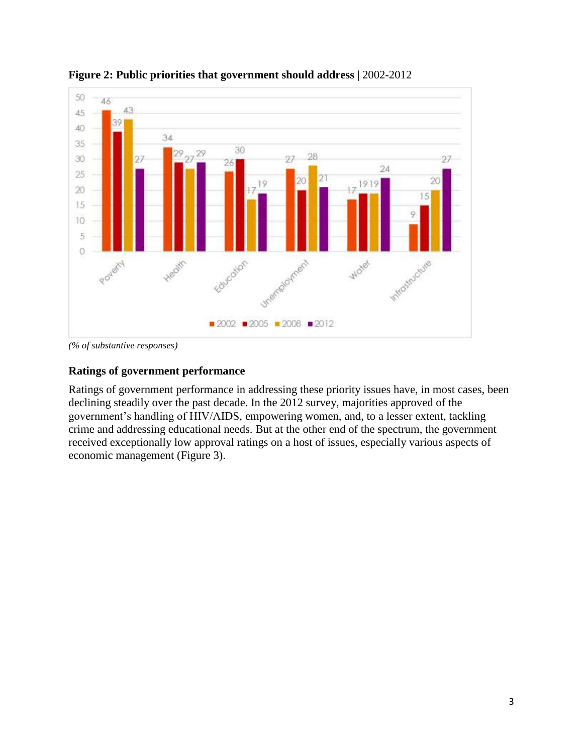**Figure 2: Public priorities that government should address** | 2002-2012

| | 2002 | 2005 | 2008 | 2012 |
|---|---|---|---|---|
| Poverty | 46 | 39 | 43 | 27 |
| Health | 34 | 29 | 27 | 29 |
| Education | 26 | 30 | 17 | 19 |
| Unemployment | 27 | 20 | 28 | 21 |
| Water | 17 | 19 | 19 | 24 |
| Infrastructure | 9 | 15 | 20 | 27 |

*(% of substantive responses)*

### Ratings of government performance

Ratings of government performance in addressing these priority issues have, in most cases, been declining steadily over the past decade. In the 2012 survey, majorities approved of the government's handling of HIV/AIDS, empowering women, and, to a lesser extent, tackling crime and addressing educational needs. But at the other end of the spectrum, the government received exceptionally low approval ratings on a host of issues, especially various aspects of economic management (Figure 3).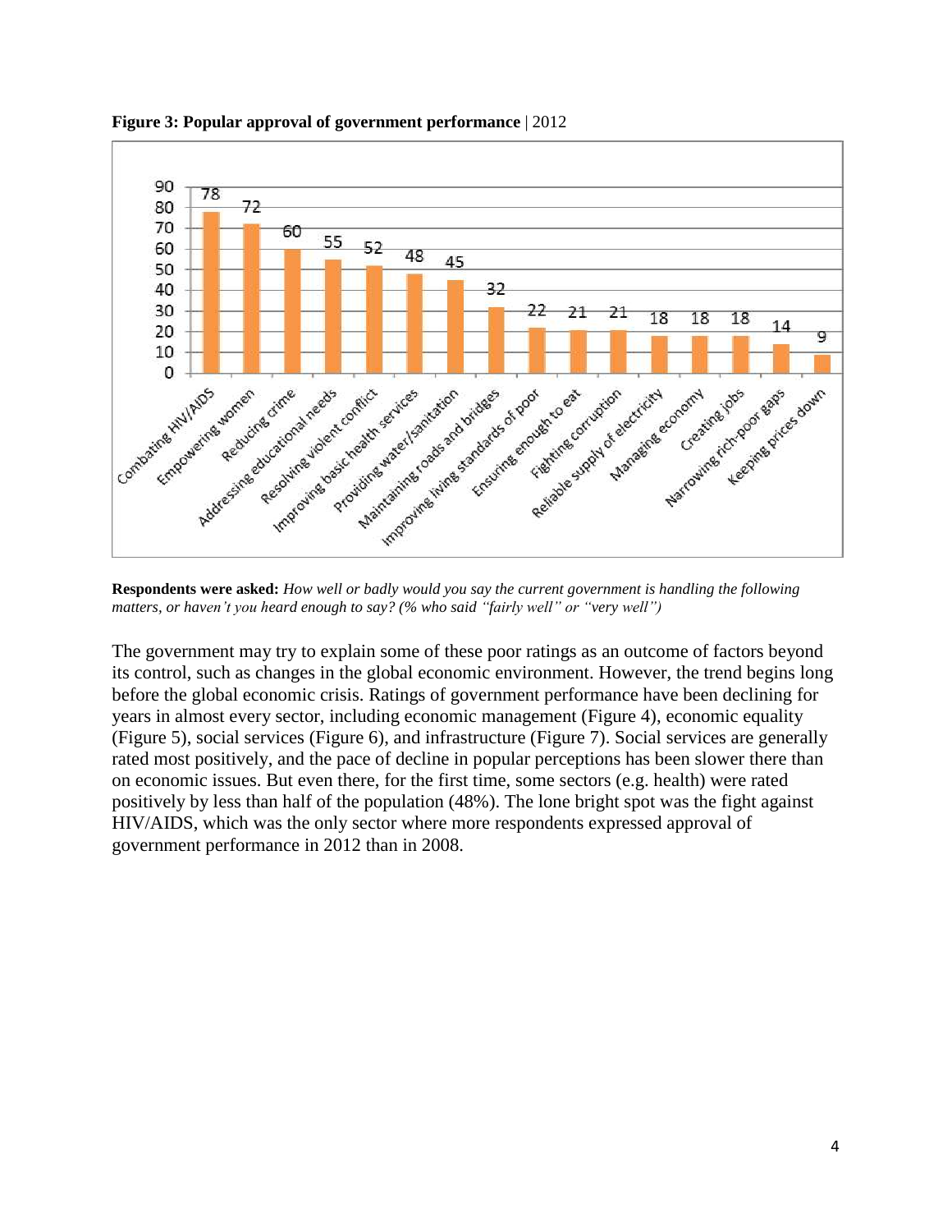**Figure 3: Popular approval of government performance** | 2012

| Sector | % |
|---|---|
| Combating HIV/AIDS | 78 |
| Empowering women | 72 |
| Reducing crime | 60 |
| Addressing educational needs | 55 |
| Resolving violent conflict | 52 |
| Improving basic health services | 48 |
| Providing water/sanitation | 45 |
| Maintaining roads and bridges | 32 |
| Improving living standards of poor | 22 |
| Ensuring enough to eat | 21 |
| Fighting corruption | 21 |
| Reliable supply of electricity | 18 |
| Managing economy | 18 |
| Creating jobs | 18 |
| Narrowing rich-poor gaps | 14 |
| Keeping prices down | 9 |

**Respondents were asked:** *How well or badly would you say the current government is handling the following matters, or haven't you heard enough to say? (% who said "fairly well" or "very well")*

The government may try to explain some of these poor ratings as an outcome of factors beyond its control, such as changes in the global economic environment. However, the trend begins long before the global economic crisis. Ratings of government performance have been declining for years in almost every sector, including economic management (Figure 4), economic equality (Figure 5), social services (Figure 6), and infrastructure (Figure 7). Social services are generally rated most positively, and the pace of decline in popular perceptions has been slower there than on economic issues. But even there, for the first time, some sectors (e.g. health) were rated positively by less than half of the population (48%). The lone bright spot was the fight against HIV/AIDS, which was the only sector where more respondents expressed approval of government performance in 2012 than in 2008.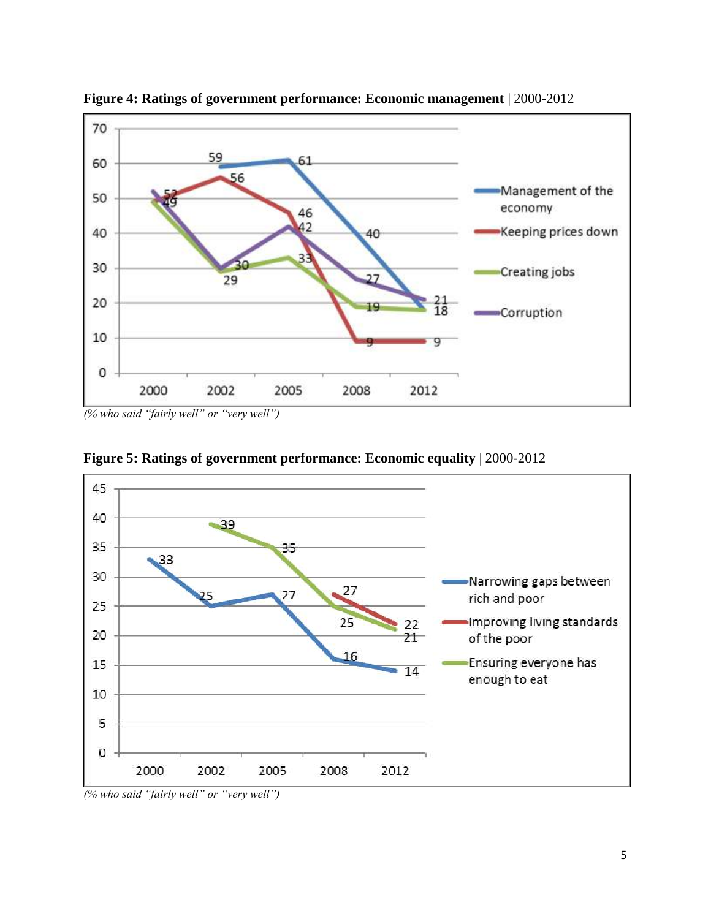**Figure 4: Ratings of government performance: Economic management** | 2000-2012

| | 2000 | 2002 | 2005 | 2008 | 2012 |
|---|---|---|---|---|---|
| Management of the economy | | 59 | 61 | 40 | 18 |
| Keeping prices down | 49 | 56 | 46 | 9 | 9 |
| Creating jobs | 49 | 29 | 33 | 19 | 18 |
| Corruption | 52 | 30 | 42 | 27 | 21 |

*(% who said "fairly well" or "very well")*

**Figure 5: Ratings of government performance: Economic equality** | 2000-2012

| | 2000 | 2002 | 2005 | 2008 | 2012 |
|---|---|---|---|---|---|
| Narrowing gaps between rich and poor | 33 | 25 | 27 | 16 | 14 |
| Improving living standards of the poor | | | | 27 | 22 |
| Ensuring everyone has enough to eat | | 39 | 35 | 25 | 21 |

*(% who said "fairly well" or "very well")*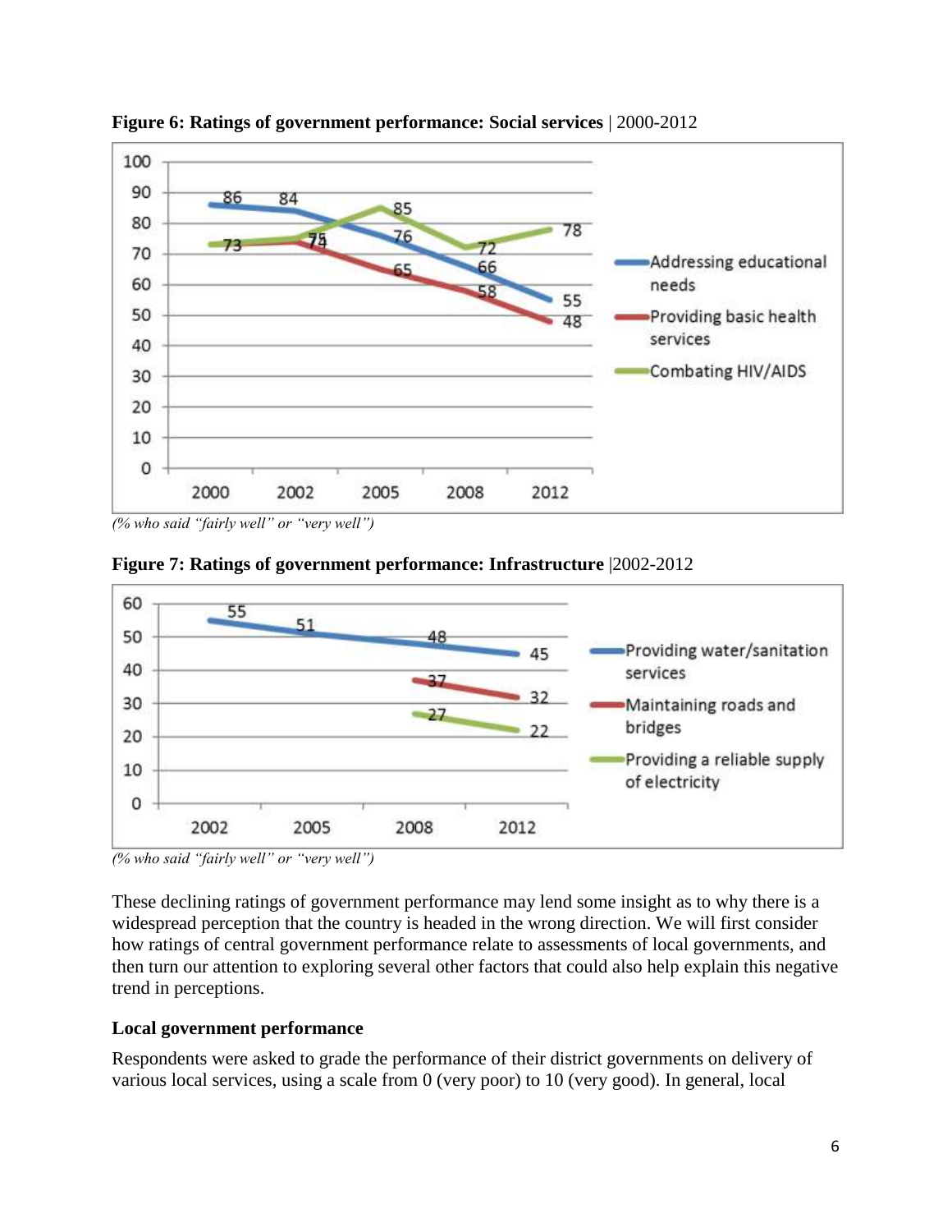**Figure 6: Ratings of government performance: Social services** | 2000-2012

*(% who said "fairly well" or "very well")*

**Figure 7: Ratings of government performance: Infrastructure** |2002-2012

*(% who said "fairly well" or "very well")*

These declining ratings of government performance may lend some insight as to why there is a widespread perception that the country is headed in the wrong direction. We will first consider how ratings of central government performance relate to assessments of local governments, and then turn our attention to exploring several other factors that could also help explain this negative trend in perceptions.

### Local government performance

Respondents were asked to grade the performance of their district governments on delivery of various local services, using a scale from 0 (very poor) to 10 (very good). In general, local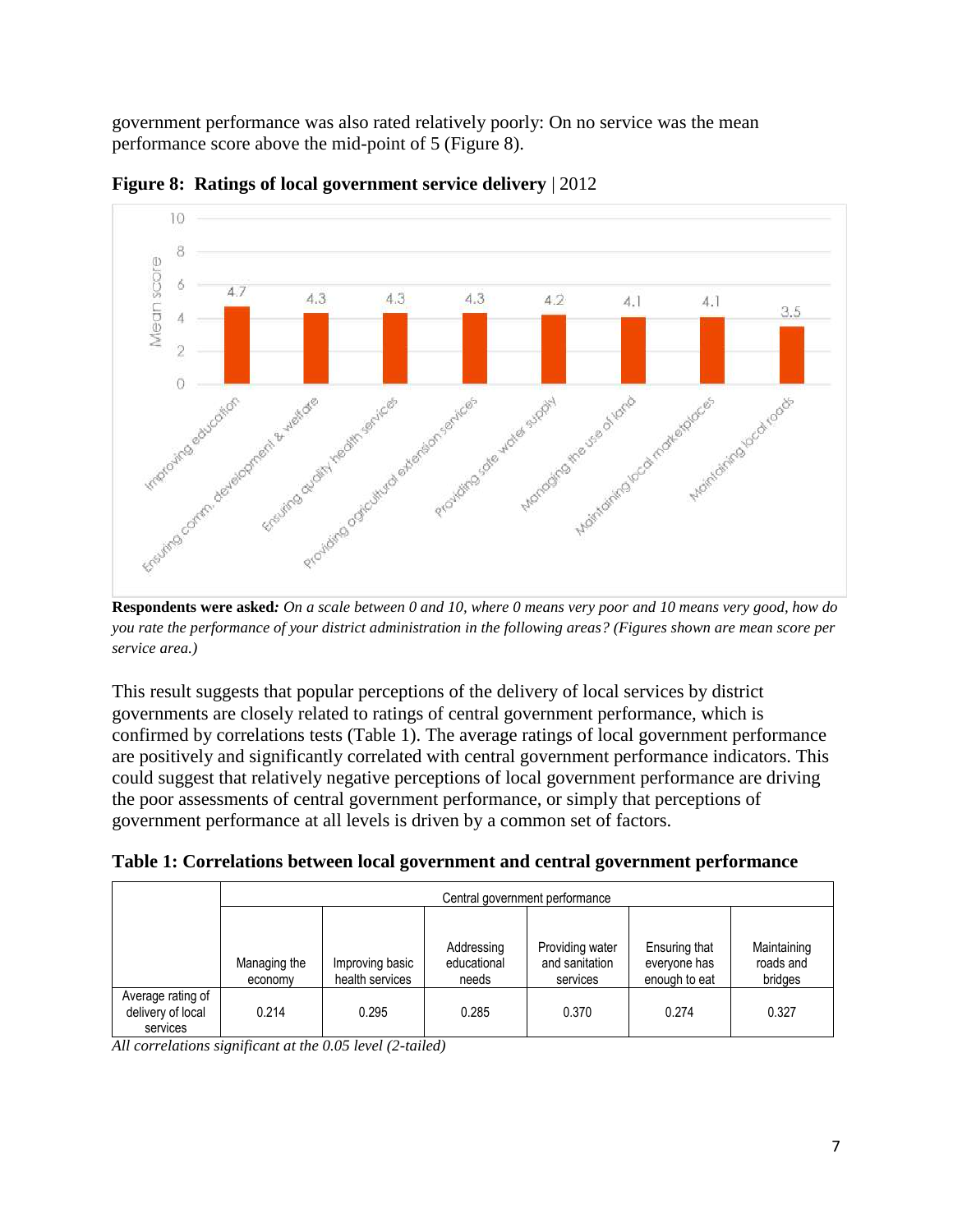government performance was also rated relatively poorly: On no service was the mean performance score above the mid-point of 5 (Figure 8).

**Figure 8: Ratings of local government service delivery** | 2012

**Respondents were asked***: On a scale between 0 and 10, where 0 means very poor and 10 means very good, how do you rate the performance of your district administration in the following areas? (Figures shown are mean score per service area.)*

This result suggests that popular perceptions of the delivery of local services by district governments are closely related to ratings of central government performance, which is confirmed by correlations tests (Table 1). The average ratings of local government performance are positively and significantly correlated with central government performance indicators. This could suggest that relatively negative perceptions of local government performance are driving the poor assessments of central government performance, or simply that perceptions of government performance at all levels is driven by a common set of factors.

**Table 1: Correlations between local government and central government performance**

| | Central government performance | | | | | |
|---|---|---|---|---|---|---|
| | Managing the economy | Improving basic health services | Addressing educational needs | Providing water and sanitation services | Ensuring that everyone has enough to eat | Maintaining roads and bridges |
| Average rating of delivery of local services | 0.214 | 0.295 | 0.285 | 0.370 | 0.274 | 0.327 |

*All correlations significant at the 0.05 level (2-tailed)*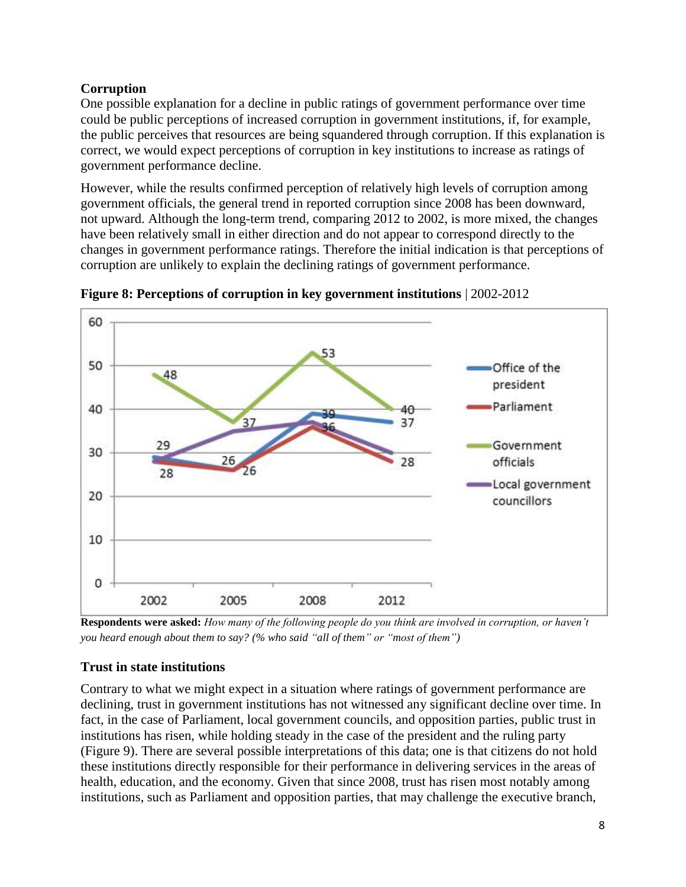## Corruption

One possible explanation for a decline in public ratings of government performance over time could be public perceptions of increased corruption in government institutions, if, for example, the public perceives that resources are being squandered through corruption. If this explanation is correct, we would expect perceptions of corruption in key institutions to increase as ratings of government performance decline.

However, while the results confirmed perception of relatively high levels of corruption among government officials, the general trend in reported corruption since 2008 has been downward, not upward. Although the long-term trend, comparing 2012 to 2002, is more mixed, the changes have been relatively small in either direction and do not appear to correspond directly to the changes in government performance ratings. Therefore the initial indication is that perceptions of corruption are unlikely to explain the declining ratings of government performance.

**Figure 8: Perceptions of corruption in key government institutions** | 2002-2012

**Respondents were asked:** *How many of the following people do you think are involved in corruption, or haven't you heard enough about them to say? (% who said "all of them" or "most of them")*

## Trust in state institutions

Contrary to what we might expect in a situation where ratings of government performance are declining, trust in government institutions has not witnessed any significant decline over time. In fact, in the case of Parliament, local government councils, and opposition parties, public trust in institutions has risen, while holding steady in the case of the president and the ruling party (Figure 9). There are several possible interpretations of this data; one is that citizens do not hold these institutions directly responsible for their performance in delivering services in the areas of health, education, and the economy. Given that since 2008, trust has risen most notably among institutions, such as Parliament and opposition parties, that may challenge the executive branch,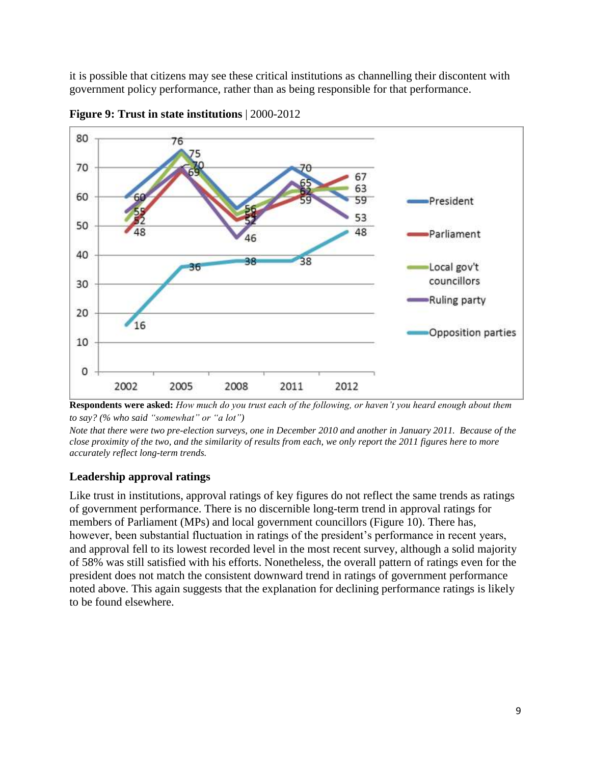it is possible that citizens may see these critical institutions as channelling their discontent with government policy performance, rather than as being responsible for that performance.

**Figure 9: Trust in state institutions** | 2000-2012

**Respondents were asked:** *How much do you trust each of the following, or haven't you heard enough about them to say? (% who said "somewhat" or "a lot")*

*Note that there were two pre-election surveys, one in December 2010 and another in January 2011. Because of the close proximity of the two, and the similarity of results from each, we only report the 2011 figures here to more accurately reflect long-term trends.*

### Leadership approval ratings

Like trust in institutions, approval ratings of key figures do not reflect the same trends as ratings of government performance. There is no discernible long-term trend in approval ratings for members of Parliament (MPs) and local government councillors (Figure 10). There has, however, been substantial fluctuation in ratings of the president's performance in recent years, and approval fell to its lowest recorded level in the most recent survey, although a solid majority of 58% was still satisfied with his efforts. Nonetheless, the overall pattern of ratings even for the president does not match the consistent downward trend in ratings of government performance noted above. This again suggests that the explanation for declining performance ratings is likely to be found elsewhere.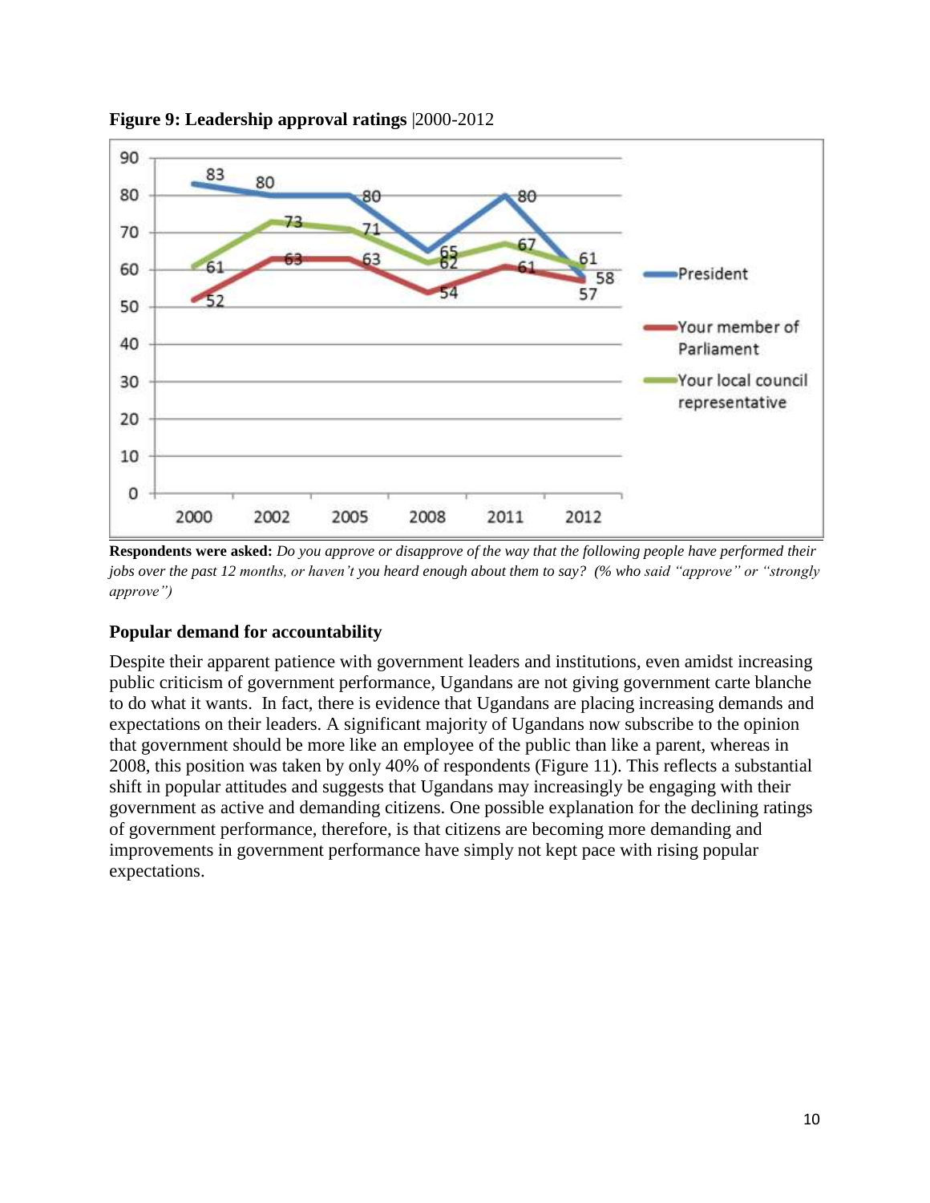**Figure 9: Leadership approval ratings** |2000-2012

**Respondents were asked:** *Do you approve or disapprove of the way that the following people have performed their jobs over the past 12 months, or haven't you heard enough about them to say? (% who said "approve" or "strongly approve")*

### Popular demand for accountability

Despite their apparent patience with government leaders and institutions, even amidst increasing public criticism of government performance, Ugandans are not giving government carte blanche to do what it wants. In fact, there is evidence that Ugandans are placing increasing demands and expectations on their leaders. A significant majority of Ugandans now subscribe to the opinion that government should be more like an employee of the public than like a parent, whereas in 2008, this position was taken by only 40% of respondents (Figure 11). This reflects a substantial shift in popular attitudes and suggests that Ugandans may increasingly be engaging with their government as active and demanding citizens. One possible explanation for the declining ratings of government performance, therefore, is that citizens are becoming more demanding and improvements in government performance have simply not kept pace with rising popular expectations.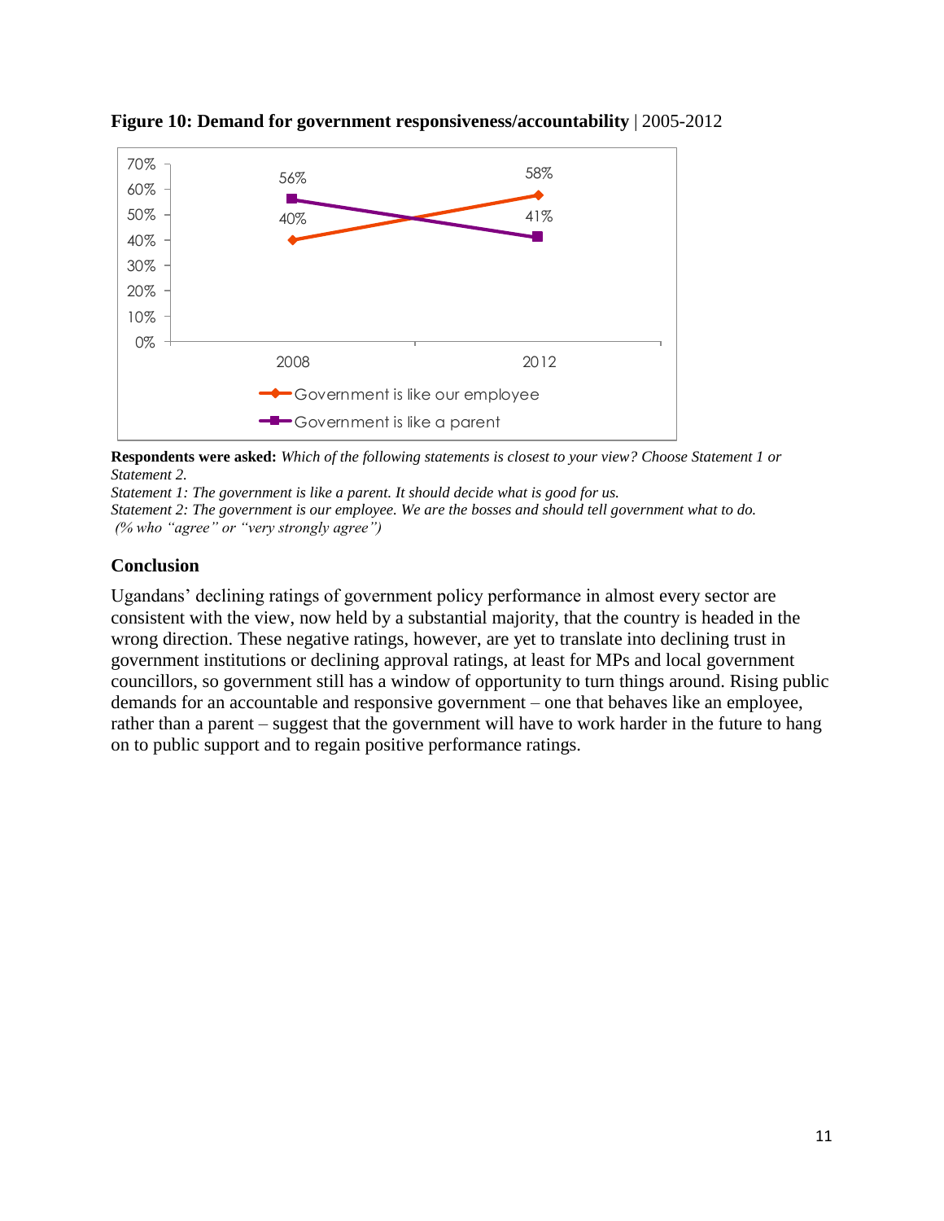**Figure 10: Demand for government responsiveness/accountability** | 2005-2012

| | 2008 | 2012 |
|---|---|---|
| Government is like our employee | 40% | 58% |
| Government is like a parent | 56% | 41% |

**Respondents were asked:** *Which of the following statements is closest to your view? Choose Statement 1 or Statement 2.*

*Statement 1: The government is like a parent. It should decide what is good for us.*

*Statement 2: The government is our employee. We are the bosses and should tell government what to do.*

*(% who "agree" or "very strongly agree")*

### Conclusion

Ugandans' declining ratings of government policy performance in almost every sector are consistent with the view, now held by a substantial majority, that the country is headed in the wrong direction. These negative ratings, however, are yet to translate into declining trust in government institutions or declining approval ratings, at least for MPs and local government councillors, so government still has a window of opportunity to turn things around. Rising public demands for an accountable and responsive government – one that behaves like an employee, rather than a parent – suggest that the government will have to work harder in the future to hang on to public support and to regain positive performance ratings.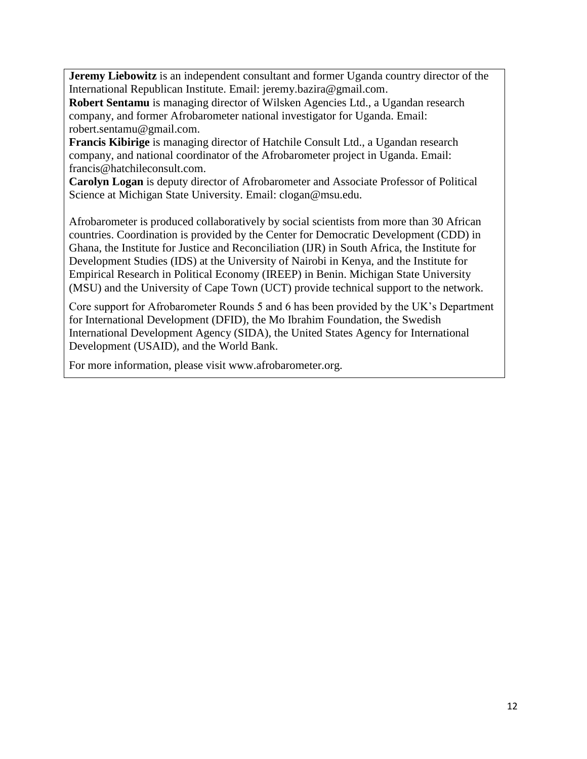**Jeremy Liebowitz** is an independent consultant and former Uganda country director of the International Republican Institute. Email: jeremy.bazira@gmail.com.
**Robert Sentamu** is managing director of Wilsken Agencies Ltd., a Ugandan research company, and former Afrobarometer national investigator for Uganda. Email: robert.sentamu@gmail.com.
**Francis Kibirige** is managing director of Hatchile Consult Ltd., a Ugandan research company, and national coordinator of the Afrobarometer project in Uganda. Email: francis@hatchileconsult.com.
**Carolyn Logan** is deputy director of Afrobarometer and Associate Professor of Political Science at Michigan State University. Email: clogan@msu.edu.

Afrobarometer is produced collaboratively by social scientists from more than 30 African countries. Coordination is provided by the Center for Democratic Development (CDD) in Ghana, the Institute for Justice and Reconciliation (IJR) in South Africa, the Institute for Development Studies (IDS) at the University of Nairobi in Kenya, and the Institute for Empirical Research in Political Economy (IREEP) in Benin. Michigan State University (MSU) and the University of Cape Town (UCT) provide technical support to the network.

Core support for Afrobarometer Rounds 5 and 6 has been provided by the UK's Department for International Development (DFID), the Mo Ibrahim Foundation, the Swedish International Development Agency (SIDA), the United States Agency for International Development (USAID), and the World Bank.

For more information, please visit www.afrobarometer.org.